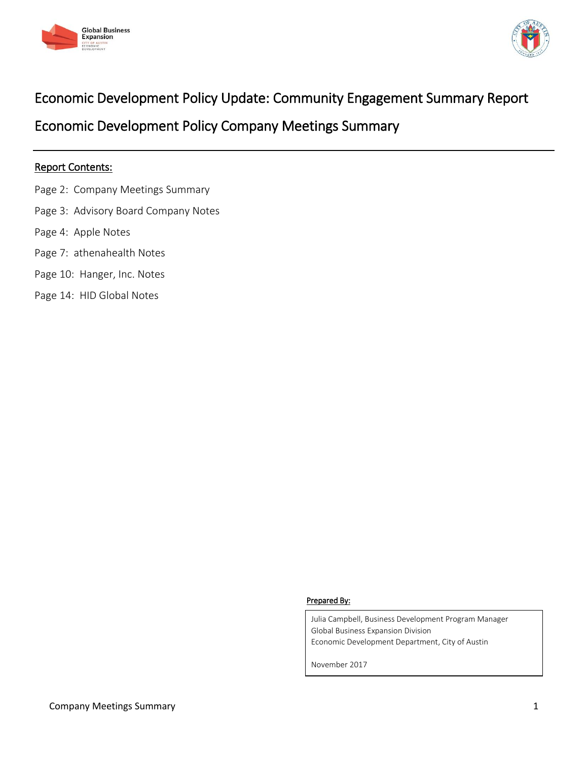# Economic Development Policy Update: Community Engagement Summary Report

# Economic Development Policy Company Meetings Summary

---

**Report Contents:**

Page 2: Company Meetings Summary

Page 3: Advisory Board Company Notes

Page 4: Apple Notes

Page 7: athenahealth Notes

Page 10: Hanger, Inc. Notes

Page 14: HID Global Notes

**Prepared By:**

Julia Campbell, Business Development Program Manager
Global Business Expansion Division
Economic Development Department, City of Austin

November 2017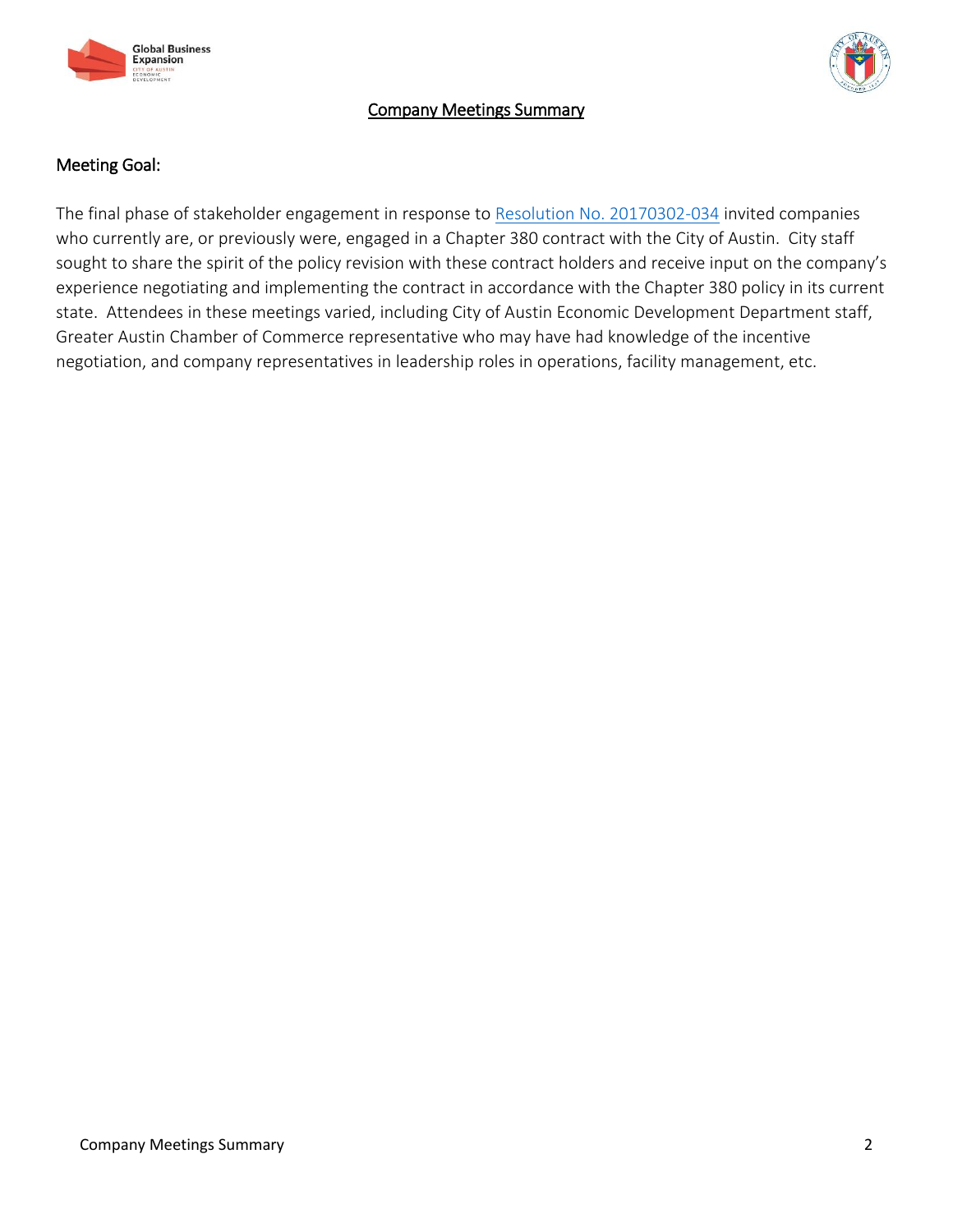## Company Meetings Summary

### Meeting Goal:

The final phase of stakeholder engagement in response to [Resolution No. 20170302-034] invited companies who currently are, or previously were, engaged in a Chapter 380 contract with the City of Austin. City staff sought to share the spirit of the policy revision with these contract holders and receive input on the company's experience negotiating and implementing the contract in accordance with the Chapter 380 policy in its current state. Attendees in these meetings varied, including City of Austin Economic Development Department staff, Greater Austin Chamber of Commerce representative who may have had knowledge of the incentive negotiation, and company representatives in leadership roles in operations, facility management, etc.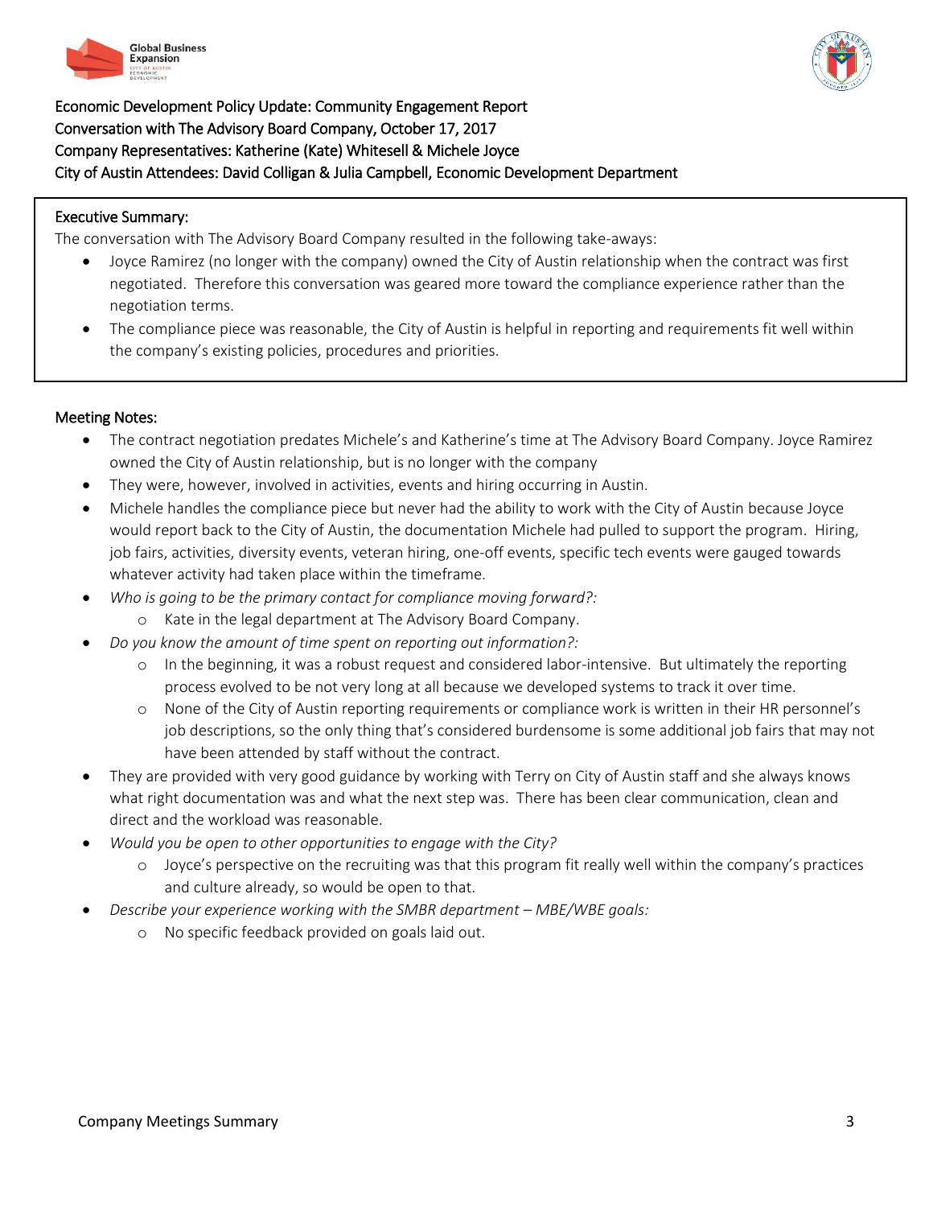Economic Development Policy Update: Community Engagement Report
Conversation with The Advisory Board Company, October 17, 2017
Company Representatives: Katherine (Kate) Whitesell & Michele Joyce
City of Austin Attendees: David Colligan & Julia Campbell, Economic Development Department

## Executive Summary:

The conversation with The Advisory Board Company resulted in the following take-aways:

- Joyce Ramirez (no longer with the company) owned the City of Austin relationship when the contract was first negotiated. Therefore this conversation was geared more toward the compliance experience rather than the negotiation terms.
- The compliance piece was reasonable, the City of Austin is helpful in reporting and requirements fit well within the company's existing policies, procedures and priorities.

## Meeting Notes:

- The contract negotiation predates Michele's and Katherine's time at The Advisory Board Company. Joyce Ramirez owned the City of Austin relationship, but is no longer with the company
- They were, however, involved in activities, events and hiring occurring in Austin.
- Michele handles the compliance piece but never had the ability to work with the City of Austin because Joyce would report back to the City of Austin, the documentation Michele had pulled to support the program. Hiring, job fairs, activities, diversity events, veteran hiring, one-off events, specific tech events were gauged towards whatever activity had taken place within the timeframe.
- *Who is going to be the primary contact for compliance moving forward?:*
  - Kate in the legal department at The Advisory Board Company.
- *Do you know the amount of time spent on reporting out information?:*
  - In the beginning, it was a robust request and considered labor-intensive. But ultimately the reporting process evolved to be not very long at all because we developed systems to track it over time.
  - None of the City of Austin reporting requirements or compliance work is written in their HR personnel's job descriptions, so the only thing that's considered burdensome is some additional job fairs that may not have been attended by staff without the contract.
- They are provided with very good guidance by working with Terry on City of Austin staff and she always knows what right documentation was and what the next step was. There has been clear communication, clean and direct and the workload was reasonable.
- *Would you be open to other opportunities to engage with the City?*
  - Joyce's perspective on the recruiting was that this program fit really well within the company's practices and culture already, so would be open to that.
- *Describe your experience working with the SMBR department – MBE/WBE goals:*
  - No specific feedback provided on goals laid out.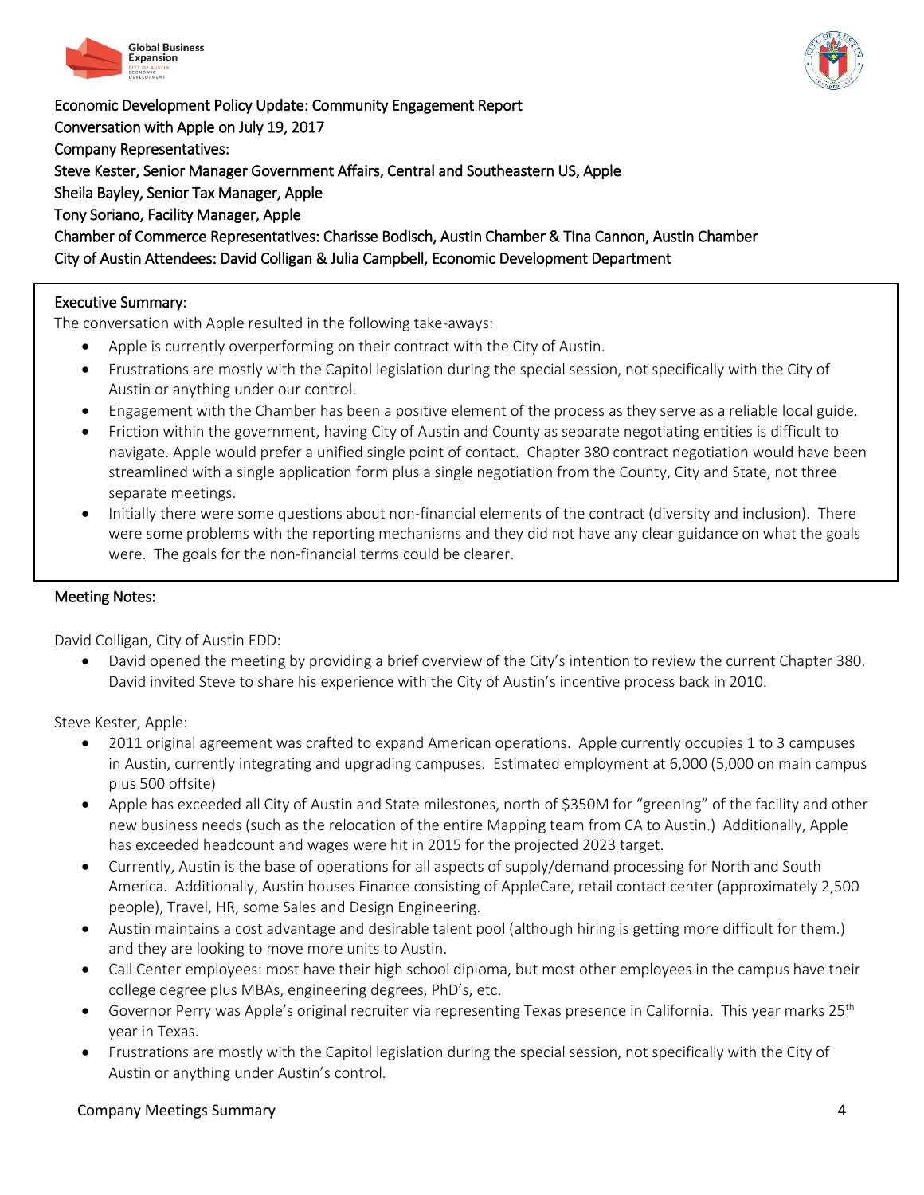Economic Development Policy Update: Community Engagement Report

Conversation with Apple on July 19, 2017

Company Representatives:

Steve Kester, Senior Manager Government Affairs, Central and Southeastern US, Apple

Sheila Bayley, Senior Tax Manager, Apple

Tony Soriano, Facility Manager, Apple

Chamber of Commerce Representatives: Charisse Bodisch, Austin Chamber & Tina Cannon, Austin Chamber

City of Austin Attendees: David Colligan & Julia Campbell, Economic Development Department

## Executive Summary:

The conversation with Apple resulted in the following take-aways:

- Apple is currently overperforming on their contract with the City of Austin.
- Frustrations are mostly with the Capitol legislation during the special session, not specifically with the City of Austin or anything under our control.
- Engagement with the Chamber has been a positive element of the process as they serve as a reliable local guide.
- Friction within the government, having City of Austin and County as separate negotiating entities is difficult to navigate. Apple would prefer a unified single point of contact. Chapter 380 contract negotiation would have been streamlined with a single application form plus a single negotiation from the County, City and State, not three separate meetings.
- Initially there were some questions about non-financial elements of the contract (diversity and inclusion). There were some problems with the reporting mechanisms and they did not have any clear guidance on what the goals were. The goals for the non-financial terms could be clearer.

## Meeting Notes:

David Colligan, City of Austin EDD:

- David opened the meeting by providing a brief overview of the City's intention to review the current Chapter 380. David invited Steve to share his experience with the City of Austin's incentive process back in 2010.

Steve Kester, Apple:

- 2011 original agreement was crafted to expand American operations. Apple currently occupies 1 to 3 campuses in Austin, currently integrating and upgrading campuses. Estimated employment at 6,000 (5,000 on main campus plus 500 offsite)
- Apple has exceeded all City of Austin and State milestones, north of $350M for "greening" of the facility and other new business needs (such as the relocation of the entire Mapping team from CA to Austin.) Additionally, Apple has exceeded headcount and wages were hit in 2015 for the projected 2023 target.
- Currently, Austin is the base of operations for all aspects of supply/demand processing for North and South America. Additionally, Austin houses Finance consisting of AppleCare, retail contact center (approximately 2,500 people), Travel, HR, some Sales and Design Engineering.
- Austin maintains a cost advantage and desirable talent pool (although hiring is getting more difficult for them.) and they are looking to move more units to Austin.
- Call Center employees: most have their high school diploma, but most other employees in the campus have their college degree plus MBAs, engineering degrees, PhD's, etc.
- Governor Perry was Apple's original recruiter via representing Texas presence in California. This year marks 25th year in Texas.
- Frustrations are mostly with the Capitol legislation during the special session, not specifically with the City of Austin or anything under Austin's control.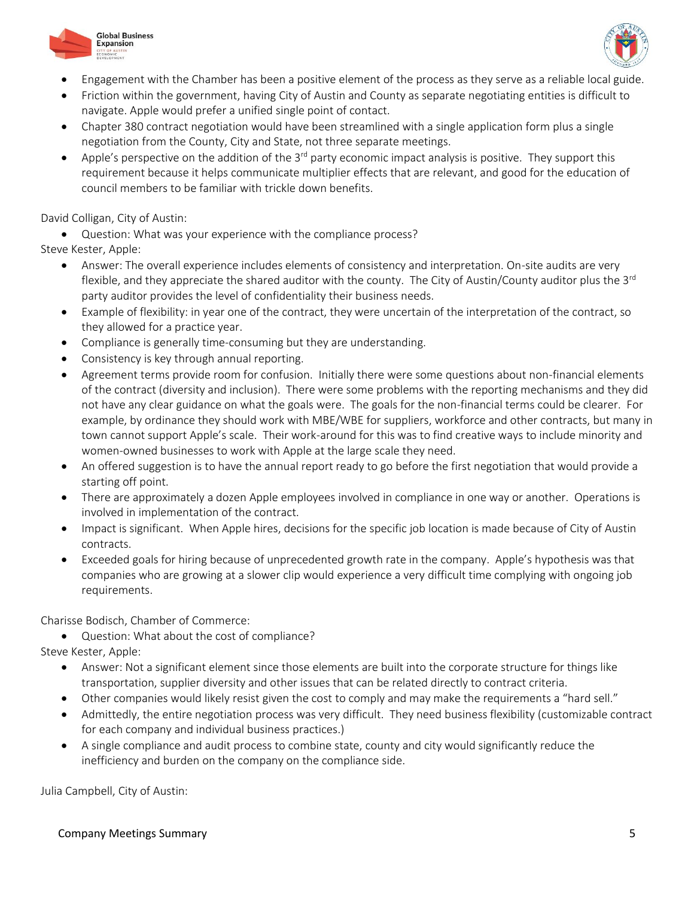- Engagement with the Chamber has been a positive element of the process as they serve as a reliable local guide.
- Friction within the government, having City of Austin and County as separate negotiating entities is difficult to navigate. Apple would prefer a unified single point of contact.
- Chapter 380 contract negotiation would have been streamlined with a single application form plus a single negotiation from the County, City and State, not three separate meetings.
- Apple's perspective on the addition of the 3rd party economic impact analysis is positive. They support this requirement because it helps communicate multiplier effects that are relevant, and good for the education of council members to be familiar with trickle down benefits.

David Colligan, City of Austin:

- Question: What was your experience with the compliance process?

Steve Kester, Apple:

- Answer: The overall experience includes elements of consistency and interpretation. On-site audits are very flexible, and they appreciate the shared auditor with the county. The City of Austin/County auditor plus the 3rd party auditor provides the level of confidentiality their business needs.
- Example of flexibility: in year one of the contract, they were uncertain of the interpretation of the contract, so they allowed for a practice year.
- Compliance is generally time-consuming but they are understanding.
- Consistency is key through annual reporting.
- Agreement terms provide room for confusion. Initially there were some questions about non-financial elements of the contract (diversity and inclusion). There were some problems with the reporting mechanisms and they did not have any clear guidance on what the goals were. The goals for the non-financial terms could be clearer. For example, by ordinance they should work with MBE/WBE for suppliers, workforce and other contracts, but many in town cannot support Apple's scale. Their work-around for this was to find creative ways to include minority and women-owned businesses to work with Apple at the large scale they need.
- An offered suggestion is to have the annual report ready to go before the first negotiation that would provide a starting off point.
- There are approximately a dozen Apple employees involved in compliance in one way or another. Operations is involved in implementation of the contract.
- Impact is significant. When Apple hires, decisions for the specific job location is made because of City of Austin contracts.
- Exceeded goals for hiring because of unprecedented growth rate in the company. Apple's hypothesis was that companies who are growing at a slower clip would experience a very difficult time complying with ongoing job requirements.

Charisse Bodisch, Chamber of Commerce:

- Question: What about the cost of compliance?

Steve Kester, Apple:

- Answer: Not a significant element since those elements are built into the corporate structure for things like transportation, supplier diversity and other issues that can be related directly to contract criteria.
- Other companies would likely resist given the cost to comply and may make the requirements a "hard sell."
- Admittedly, the entire negotiation process was very difficult. They need business flexibility (customizable contract for each company and individual business practices.)
- A single compliance and audit process to combine state, county and city would significantly reduce the inefficiency and burden on the company on the compliance side.

Julia Campbell, City of Austin: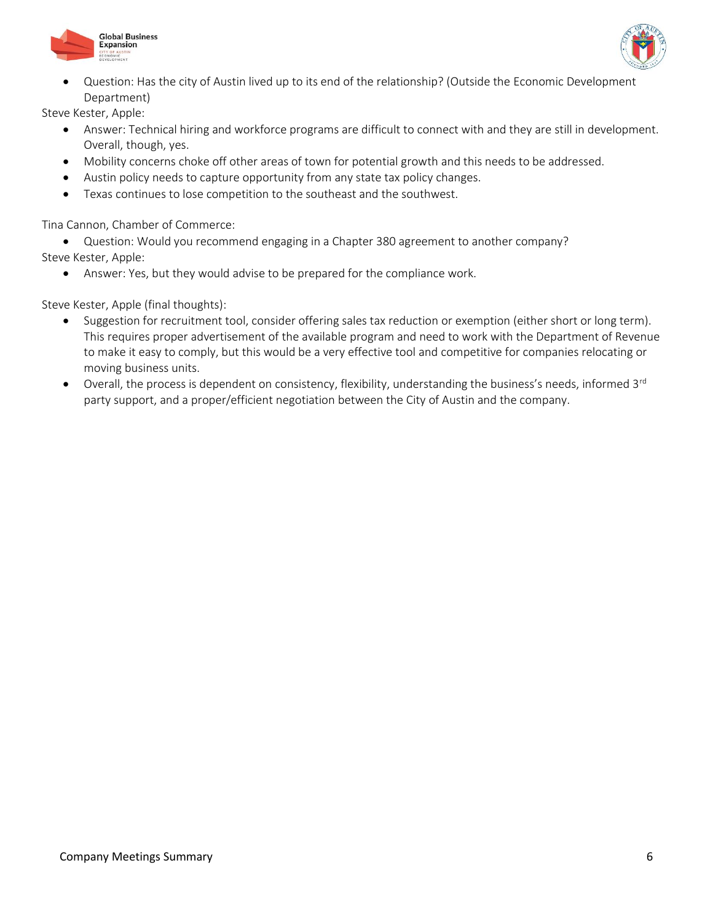- Question: Has the city of Austin lived up to its end of the relationship? (Outside the Economic Development Department)

Steve Kester, Apple:

- Answer: Technical hiring and workforce programs are difficult to connect with and they are still in development. Overall, though, yes.
- Mobility concerns choke off other areas of town for potential growth and this needs to be addressed.
- Austin policy needs to capture opportunity from any state tax policy changes.
- Texas continues to lose competition to the southeast and the southwest.

Tina Cannon, Chamber of Commerce:

- Question: Would you recommend engaging in a Chapter 380 agreement to another company?

Steve Kester, Apple:

- Answer: Yes, but they would advise to be prepared for the compliance work.

Steve Kester, Apple (final thoughts):

- Suggestion for recruitment tool, consider offering sales tax reduction or exemption (either short or long term). This requires proper advertisement of the available program and need to work with the Department of Revenue to make it easy to comply, but this would be a very effective tool and competitive for companies relocating or moving business units.
- Overall, the process is dependent on consistency, flexibility, understanding the business's needs, informed 3rd party support, and a proper/efficient negotiation between the City of Austin and the company.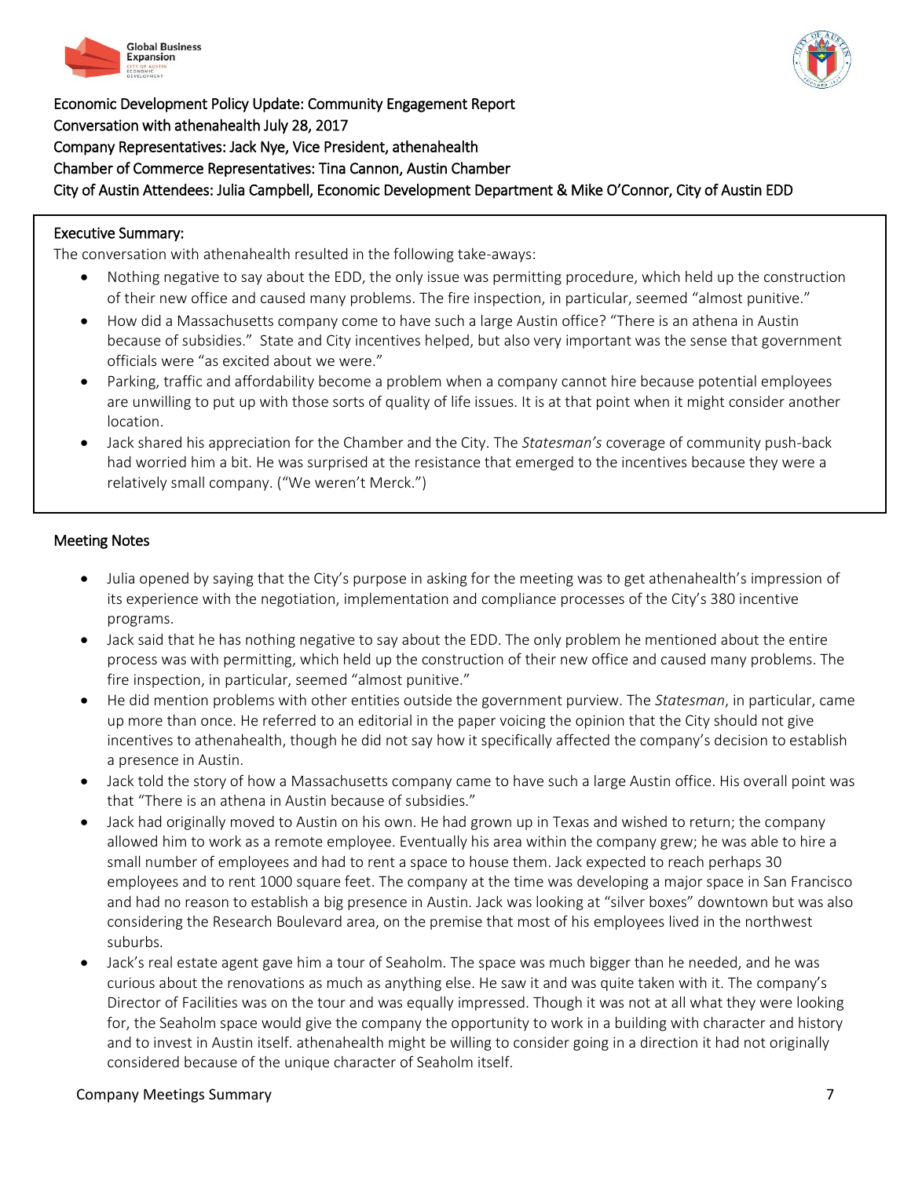Economic Development Policy Update: Community Engagement Report
Conversation with athenahealth July 28, 2017
Company Representatives: Jack Nye, Vice President, athenahealth
Chamber of Commerce Representatives: Tina Cannon, Austin Chamber
City of Austin Attendees: Julia Campbell, Economic Development Department & Mike O'Connor, City of Austin EDD

## Executive Summary:

The conversation with athenahealth resulted in the following take-aways:

- Nothing negative to say about the EDD, the only issue was permitting procedure, which held up the construction of their new office and caused many problems. The fire inspection, in particular, seemed "almost punitive."
- How did a Massachusetts company come to have such a large Austin office? "There is an athena in Austin because of subsidies." State and City incentives helped, but also very important was the sense that government officials were "as excited about we were."
- Parking, traffic and affordability become a problem when a company cannot hire because potential employees are unwilling to put up with those sorts of quality of life issues. It is at that point when it might consider another location.
- Jack shared his appreciation for the Chamber and the City. The *Statesman's* coverage of community push-back had worried him a bit. He was surprised at the resistance that emerged to the incentives because they were a relatively small company. ("We weren't Merck.")

## Meeting Notes

- Julia opened by saying that the City's purpose in asking for the meeting was to get athenahealth's impression of its experience with the negotiation, implementation and compliance processes of the City's 380 incentive programs.
- Jack said that he has nothing negative to say about the EDD. The only problem he mentioned about the entire process was with permitting, which held up the construction of their new office and caused many problems. The fire inspection, in particular, seemed "almost punitive."
- He did mention problems with other entities outside the government purview. The *Statesman*, in particular, came up more than once. He referred to an editorial in the paper voicing the opinion that the City should not give incentives to athenahealth, though he did not say how it specifically affected the company's decision to establish a presence in Austin.
- Jack told the story of how a Massachusetts company came to have such a large Austin office. His overall point was that "There is an athena in Austin because of subsidies."
- Jack had originally moved to Austin on his own. He had grown up in Texas and wished to return; the company allowed him to work as a remote employee. Eventually his area within the company grew; he was able to hire a small number of employees and had to rent a space to house them. Jack expected to reach perhaps 30 employees and to rent 1000 square feet. The company at the time was developing a major space in San Francisco and had no reason to establish a big presence in Austin. Jack was looking at "silver boxes" downtown but was also considering the Research Boulevard area, on the premise that most of his employees lived in the northwest suburbs.
- Jack's real estate agent gave him a tour of Seaholm. The space was much bigger than he needed, and he was curious about the renovations as much as anything else. He saw it and was quite taken with it. The company's Director of Facilities was on the tour and was equally impressed. Though it was not at all what they were looking for, the Seaholm space would give the company the opportunity to work in a building with character and history and to invest in Austin itself. athenahealth might be willing to consider going in a direction it had not originally considered because of the unique character of Seaholm itself.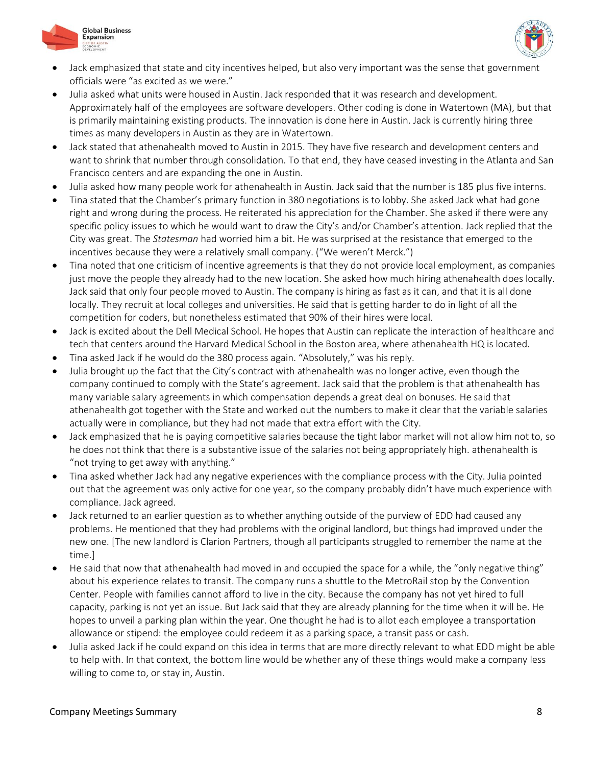- Jack emphasized that state and city incentives helped, but also very important was the sense that government officials were "as excited as we were."
- Julia asked what units were housed in Austin. Jack responded that it was research and development. Approximately half of the employees are software developers. Other coding is done in Watertown (MA), but that is primarily maintaining existing products. The innovation is done here in Austin. Jack is currently hiring three times as many developers in Austin as they are in Watertown.
- Jack stated that athenahealth moved to Austin in 2015. They have five research and development centers and want to shrink that number through consolidation. To that end, they have ceased investing in the Atlanta and San Francisco centers and are expanding the one in Austin.
- Julia asked how many people work for athenahealth in Austin. Jack said that the number is 185 plus five interns.
- Tina stated that the Chamber's primary function in 380 negotiations is to lobby. She asked Jack what had gone right and wrong during the process. He reiterated his appreciation for the Chamber. She asked if there were any specific policy issues to which he would want to draw the City's and/or Chamber's attention. Jack replied that the City was great. The *Statesman* had worried him a bit. He was surprised at the resistance that emerged to the incentives because they were a relatively small company. ("We weren't Merck.")
- Tina noted that one criticism of incentive agreements is that they do not provide local employment, as companies just move the people they already had to the new location. She asked how much hiring athenahealth does locally. Jack said that only four people moved to Austin. The company is hiring as fast as it can, and that it is all done locally. They recruit at local colleges and universities. He said that is getting harder to do in light of all the competition for coders, but nonetheless estimated that 90% of their hires were local.
- Jack is excited about the Dell Medical School. He hopes that Austin can replicate the interaction of healthcare and tech that centers around the Harvard Medical School in the Boston area, where athenahealth HQ is located.
- Tina asked Jack if he would do the 380 process again. "Absolutely," was his reply.
- Julia brought up the fact that the City's contract with athenahealth was no longer active, even though the company continued to comply with the State's agreement. Jack said that the problem is that athenahealth has many variable salary agreements in which compensation depends a great deal on bonuses. He said that athenahealth got together with the State and worked out the numbers to make it clear that the variable salaries actually were in compliance, but they had not made that extra effort with the City.
- Jack emphasized that he is paying competitive salaries because the tight labor market will not allow him not to, so he does not think that there is a substantive issue of the salaries not being appropriately high. athenahealth is "not trying to get away with anything."
- Tina asked whether Jack had any negative experiences with the compliance process with the City. Julia pointed out that the agreement was only active for one year, so the company probably didn't have much experience with compliance. Jack agreed.
- Jack returned to an earlier question as to whether anything outside of the purview of EDD had caused any problems. He mentioned that they had problems with the original landlord, but things had improved under the new one. [The new landlord is Clarion Partners, though all participants struggled to remember the name at the time.]
- He said that now that athenahealth had moved in and occupied the space for a while, the "only negative thing" about his experience relates to transit. The company runs a shuttle to the MetroRail stop by the Convention Center. People with families cannot afford to live in the city. Because the company has not yet hired to full capacity, parking is not yet an issue. But Jack said that they are already planning for the time when it will be. He hopes to unveil a parking plan within the year. One thought he had is to allot each employee a transportation allowance or stipend: the employee could redeem it as a parking space, a transit pass or cash.
- Julia asked Jack if he could expand on this idea in terms that are more directly relevant to what EDD might be able to help with. In that context, the bottom line would be whether any of these things would make a company less willing to come to, or stay in, Austin.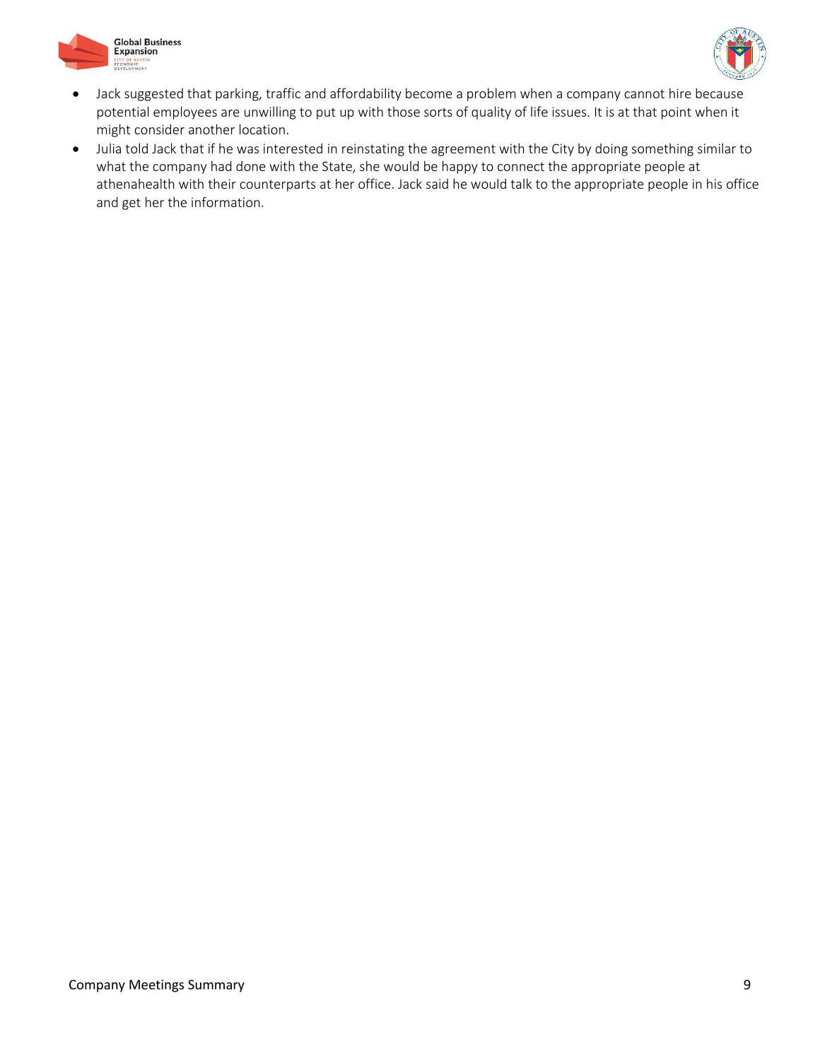- Jack suggested that parking, traffic and affordability become a problem when a company cannot hire because potential employees are unwilling to put up with those sorts of quality of life issues. It is at that point when it might consider another location.
- Julia told Jack that if he was interested in reinstating the agreement with the City by doing something similar to what the company had done with the State, she would be happy to connect the appropriate people at athenahealth with their counterparts at her office. Jack said he would talk to the appropriate people in his office and get her the information.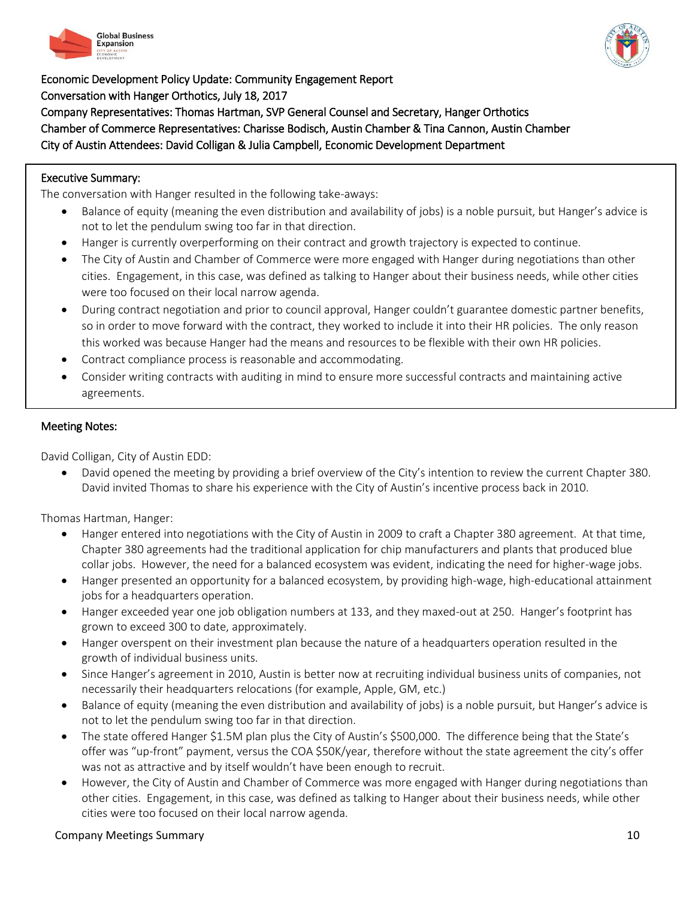Economic Development Policy Update: Community Engagement Report
Conversation with Hanger Orthotics, July 18, 2017
Company Representatives: Thomas Hartman, SVP General Counsel and Secretary, Hanger Orthotics
Chamber of Commerce Representatives: Charisse Bodisch, Austin Chamber & Tina Cannon, Austin Chamber
City of Austin Attendees: David Colligan & Julia Campbell, Economic Development Department

## Executive Summary:

The conversation with Hanger resulted in the following take-aways:

- Balance of equity (meaning the even distribution and availability of jobs) is a noble pursuit, but Hanger's advice is not to let the pendulum swing too far in that direction.
- Hanger is currently overperforming on their contract and growth trajectory is expected to continue.
- The City of Austin and Chamber of Commerce were more engaged with Hanger during negotiations than other cities. Engagement, in this case, was defined as talking to Hanger about their business needs, while other cities were too focused on their local narrow agenda.
- During contract negotiation and prior to council approval, Hanger couldn't guarantee domestic partner benefits, so in order to move forward with the contract, they worked to include it into their HR policies. The only reason this worked was because Hanger had the means and resources to be flexible with their own HR policies.
- Contract compliance process is reasonable and accommodating.
- Consider writing contracts with auditing in mind to ensure more successful contracts and maintaining active agreements.

## Meeting Notes:

David Colligan, City of Austin EDD:

- David opened the meeting by providing a brief overview of the City's intention to review the current Chapter 380. David invited Thomas to share his experience with the City of Austin's incentive process back in 2010.

Thomas Hartman, Hanger:

- Hanger entered into negotiations with the City of Austin in 2009 to craft a Chapter 380 agreement. At that time, Chapter 380 agreements had the traditional application for chip manufacturers and plants that produced blue collar jobs. However, the need for a balanced ecosystem was evident, indicating the need for higher-wage jobs.
- Hanger presented an opportunity for a balanced ecosystem, by providing high-wage, high-educational attainment jobs for a headquarters operation.
- Hanger exceeded year one job obligation numbers at 133, and they maxed-out at 250. Hanger's footprint has grown to exceed 300 to date, approximately.
- Hanger overspent on their investment plan because the nature of a headquarters operation resulted in the growth of individual business units.
- Since Hanger's agreement in 2010, Austin is better now at recruiting individual business units of companies, not necessarily their headquarters relocations (for example, Apple, GM, etc.)
- Balance of equity (meaning the even distribution and availability of jobs) is a noble pursuit, but Hanger's advice is not to let the pendulum swing too far in that direction.
- The state offered Hanger $1.5M plan plus the City of Austin's $500,000. The difference being that the State's offer was "up-front" payment, versus the COA $50K/year, therefore without the state agreement the city's offer was not as attractive and by itself wouldn't have been enough to recruit.
- However, the City of Austin and Chamber of Commerce was more engaged with Hanger during negotiations than other cities. Engagement, in this case, was defined as talking to Hanger about their business needs, while other cities were too focused on their local narrow agenda.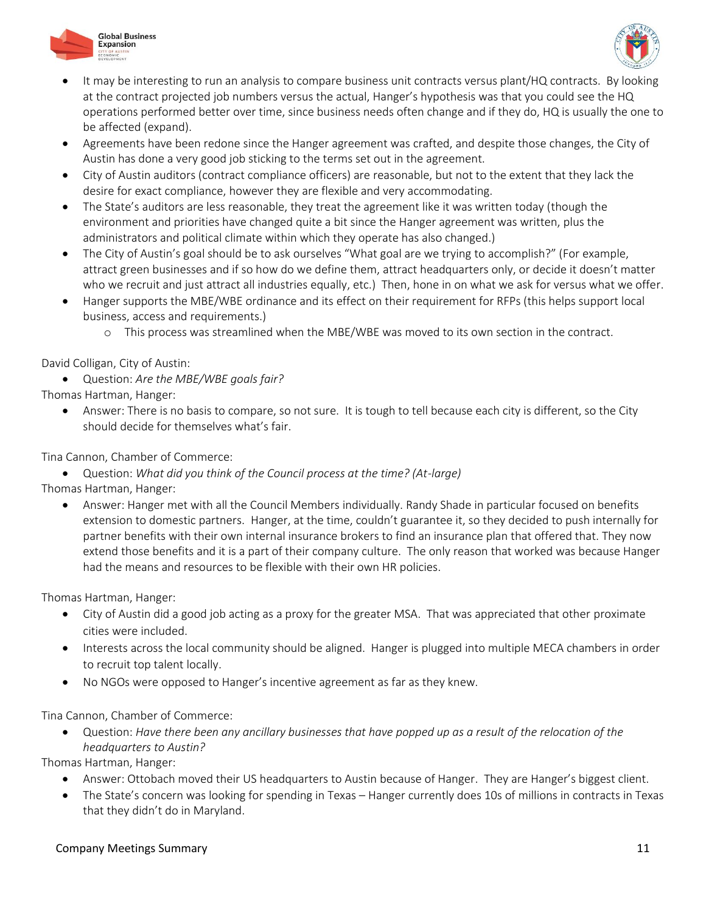- It may be interesting to run an analysis to compare business unit contracts versus plant/HQ contracts. By looking at the contract projected job numbers versus the actual, Hanger's hypothesis was that you could see the HQ operations performed better over time, since business needs often change and if they do, HQ is usually the one to be affected (expand).
- Agreements have been redone since the Hanger agreement was crafted, and despite those changes, the City of Austin has done a very good job sticking to the terms set out in the agreement.
- City of Austin auditors (contract compliance officers) are reasonable, but not to the extent that they lack the desire for exact compliance, however they are flexible and very accommodating.
- The State's auditors are less reasonable, they treat the agreement like it was written today (though the environment and priorities have changed quite a bit since the Hanger agreement was written, plus the administrators and political climate within which they operate has also changed.)
- The City of Austin's goal should be to ask ourselves "What goal are we trying to accomplish?" (For example, attract green businesses and if so how do we define them, attract headquarters only, or decide it doesn't matter who we recruit and just attract all industries equally, etc.) Then, hone in on what we ask for versus what we offer.
- Hanger supports the MBE/WBE ordinance and its effect on their requirement for RFPs (this helps support local business, access and requirements.)
  - This process was streamlined when the MBE/WBE was moved to its own section in the contract.

David Colligan, City of Austin:

- Question: *Are the MBE/WBE goals fair?*

Thomas Hartman, Hanger:

- Answer: There is no basis to compare, so not sure. It is tough to tell because each city is different, so the City should decide for themselves what's fair.

Tina Cannon, Chamber of Commerce:

- Question: *What did you think of the Council process at the time? (At-large)*

Thomas Hartman, Hanger:

- Answer: Hanger met with all the Council Members individually. Randy Shade in particular focused on benefits extension to domestic partners. Hanger, at the time, couldn't guarantee it, so they decided to push internally for partner benefits with their own internal insurance brokers to find an insurance plan that offered that. They now extend those benefits and it is a part of their company culture. The only reason that worked was because Hanger had the means and resources to be flexible with their own HR policies.

Thomas Hartman, Hanger:

- City of Austin did a good job acting as a proxy for the greater MSA. That was appreciated that other proximate cities were included.
- Interests across the local community should be aligned. Hanger is plugged into multiple MECA chambers in order to recruit top talent locally.
- No NGOs were opposed to Hanger's incentive agreement as far as they knew.

Tina Cannon, Chamber of Commerce:

- Question: *Have there been any ancillary businesses that have popped up as a result of the relocation of the headquarters to Austin?*

Thomas Hartman, Hanger:

- Answer: Ottobach moved their US headquarters to Austin because of Hanger. They are Hanger's biggest client.
- The State's concern was looking for spending in Texas – Hanger currently does 10s of millions in contracts in Texas that they didn't do in Maryland.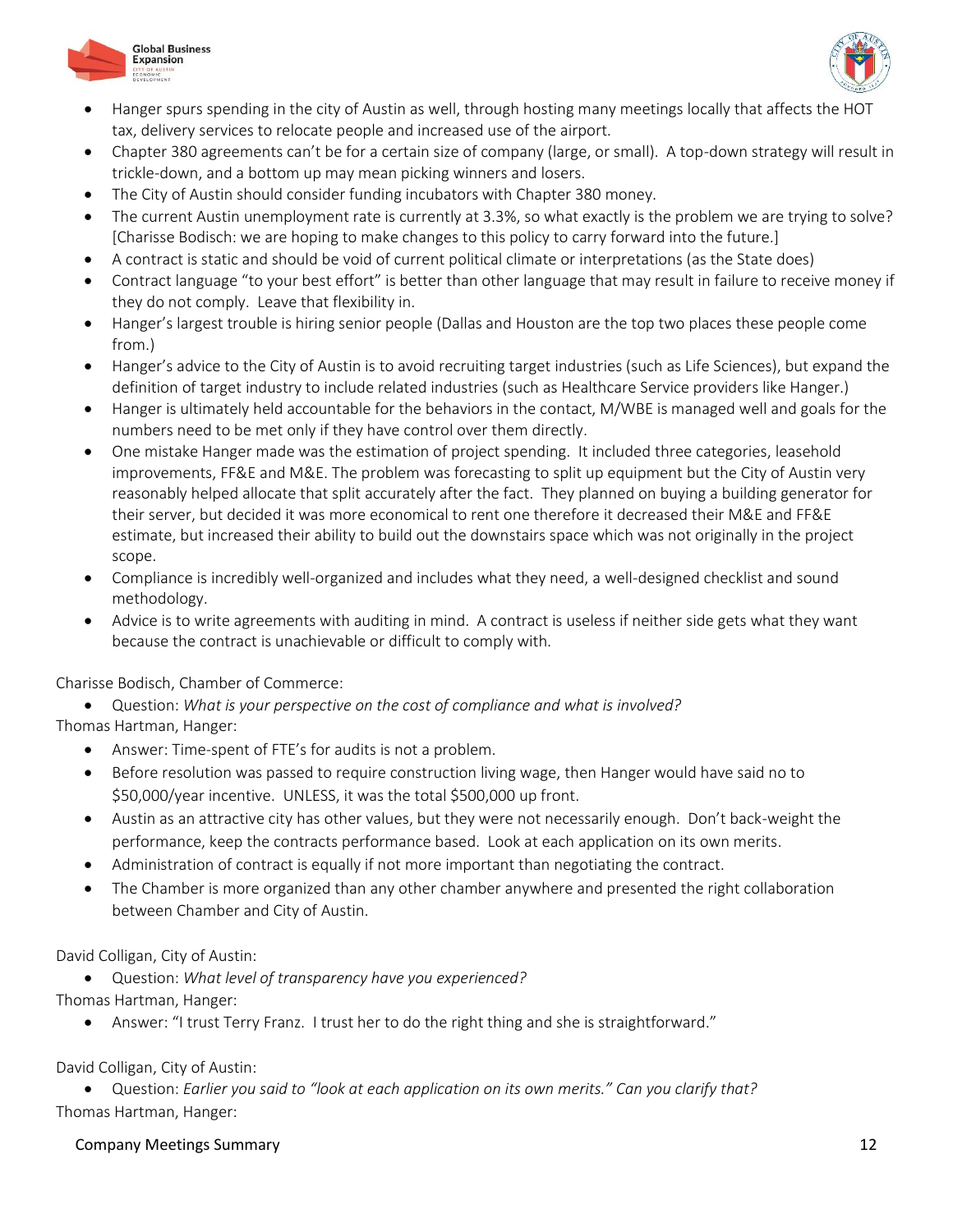- Hanger spurs spending in the city of Austin as well, through hosting many meetings locally that affects the HOT tax, delivery services to relocate people and increased use of the airport.
- Chapter 380 agreements can't be for a certain size of company (large, or small). A top-down strategy will result in trickle-down, and a bottom up may mean picking winners and losers.
- The City of Austin should consider funding incubators with Chapter 380 money.
- The current Austin unemployment rate is currently at 3.3%, so what exactly is the problem we are trying to solve? [Charisse Bodisch: we are hoping to make changes to this policy to carry forward into the future.]
- A contract is static and should be void of current political climate or interpretations (as the State does)
- Contract language "to your best effort" is better than other language that may result in failure to receive money if they do not comply. Leave that flexibility in.
- Hanger's largest trouble is hiring senior people (Dallas and Houston are the top two places these people come from.)
- Hanger's advice to the City of Austin is to avoid recruiting target industries (such as Life Sciences), but expand the definition of target industry to include related industries (such as Healthcare Service providers like Hanger.)
- Hanger is ultimately held accountable for the behaviors in the contact, M/WBE is managed well and goals for the numbers need to be met only if they have control over them directly.
- One mistake Hanger made was the estimation of project spending. It included three categories, leasehold improvements, FF&E and M&E. The problem was forecasting to split up equipment but the City of Austin very reasonably helped allocate that split accurately after the fact. They planned on buying a building generator for their server, but decided it was more economical to rent one therefore it decreased their M&E and FF&E estimate, but increased their ability to build out the downstairs space which was not originally in the project scope.
- Compliance is incredibly well-organized and includes what they need, a well-designed checklist and sound methodology.
- Advice is to write agreements with auditing in mind. A contract is useless if neither side gets what they want because the contract is unachievable or difficult to comply with.

Charisse Bodisch, Chamber of Commerce:

- Question: *What is your perspective on the cost of compliance and what is involved?*

Thomas Hartman, Hanger:

- Answer: Time-spent of FTE's for audits is not a problem.
- Before resolution was passed to require construction living wage, then Hanger would have said no to $50,000/year incentive. UNLESS, it was the total $500,000 up front.
- Austin as an attractive city has other values, but they were not necessarily enough. Don't back-weight the performance, keep the contracts performance based. Look at each application on its own merits.
- Administration of contract is equally if not more important than negotiating the contract.
- The Chamber is more organized than any other chamber anywhere and presented the right collaboration between Chamber and City of Austin.

David Colligan, City of Austin:

- Question: *What level of transparency have you experienced?*

Thomas Hartman, Hanger:

- Answer: "I trust Terry Franz. I trust her to do the right thing and she is straightforward."

David Colligan, City of Austin:

- Question: *Earlier you said to "look at each application on its own merits." Can you clarify that?*

Thomas Hartman, Hanger: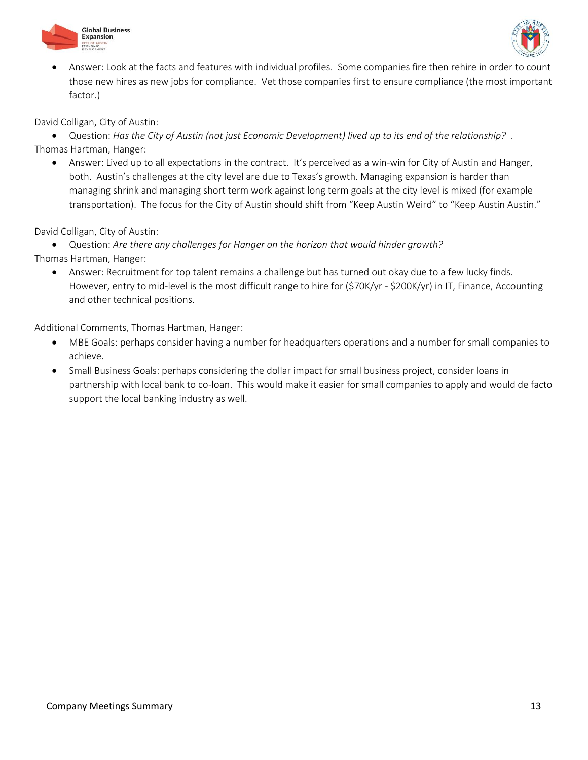- Answer: Look at the facts and features with individual profiles. Some companies fire then rehire in order to count those new hires as new jobs for compliance. Vet those companies first to ensure compliance (the most important factor.)

David Colligan, City of Austin:

- Question: *Has the City of Austin (not just Economic Development) lived up to its end of the relationship?* .

Thomas Hartman, Hanger:

- Answer: Lived up to all expectations in the contract. It's perceived as a win-win for City of Austin and Hanger, both. Austin's challenges at the city level are due to Texas's growth. Managing expansion is harder than managing shrink and managing short term work against long term goals at the city level is mixed (for example transportation). The focus for the City of Austin should shift from "Keep Austin Weird" to "Keep Austin Austin."

David Colligan, City of Austin:

- Question: *Are there any challenges for Hanger on the horizon that would hinder growth?*

Thomas Hartman, Hanger:

- Answer: Recruitment for top talent remains a challenge but has turned out okay due to a few lucky finds. However, entry to mid-level is the most difficult range to hire for ($70K/yr - $200K/yr) in IT, Finance, Accounting and other technical positions.

Additional Comments, Thomas Hartman, Hanger:

- MBE Goals: perhaps consider having a number for headquarters operations and a number for small companies to achieve.
- Small Business Goals: perhaps considering the dollar impact for small business project, consider loans in partnership with local bank to co-loan. This would make it easier for small companies to apply and would de facto support the local banking industry as well.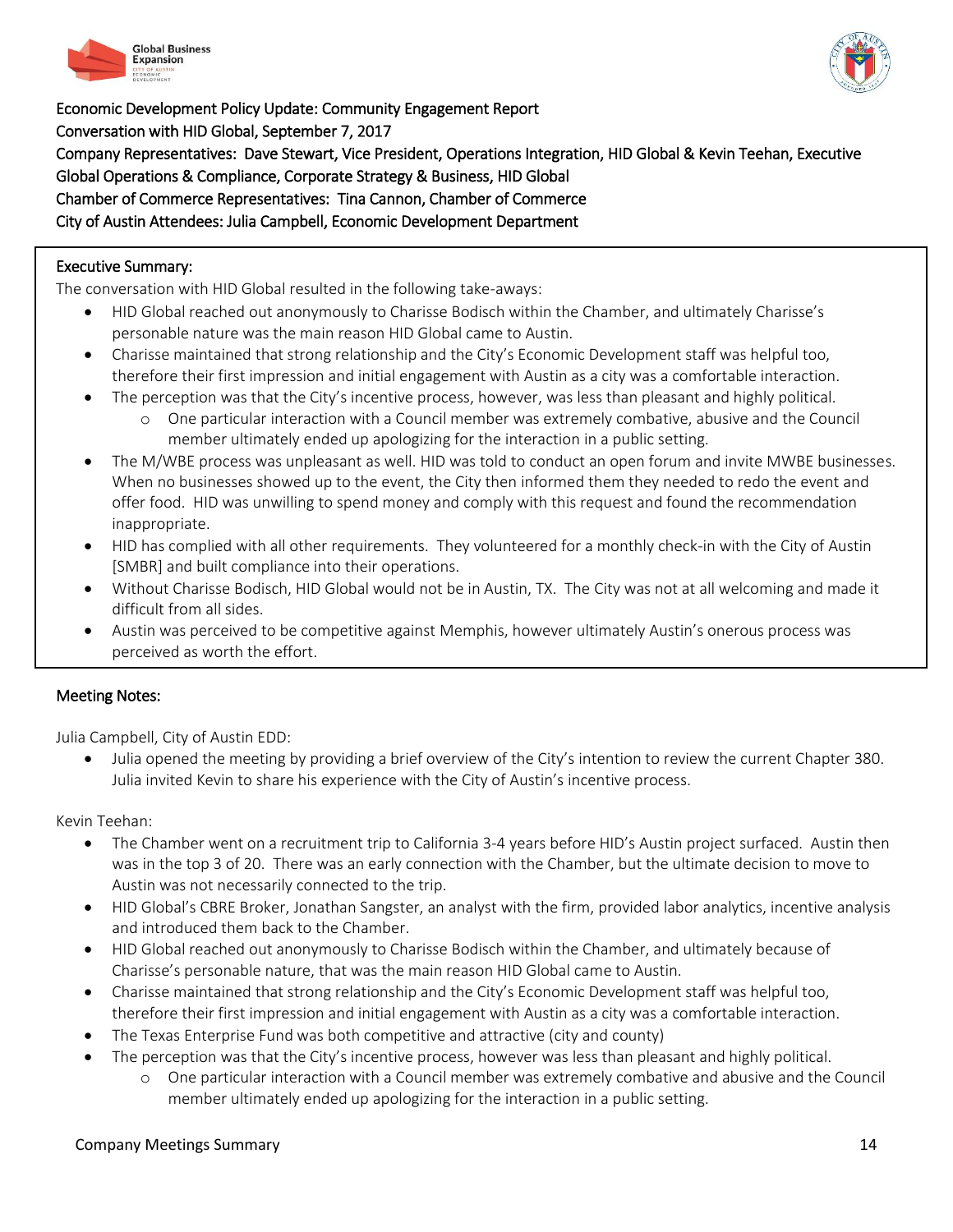Economic Development Policy Update: Community Engagement Report

Conversation with HID Global, September 7, 2017

Company Representatives: Dave Stewart, Vice President, Operations Integration, HID Global & Kevin Teehan, Executive Global Operations & Compliance, Corporate Strategy & Business, HID Global

Chamber of Commerce Representatives: Tina Cannon, Chamber of Commerce

City of Austin Attendees: Julia Campbell, Economic Development Department

**Executive Summary:**

The conversation with HID Global resulted in the following take-aways:

- HID Global reached out anonymously to Charisse Bodisch within the Chamber, and ultimately Charisse's personable nature was the main reason HID Global came to Austin.
- Charisse maintained that strong relationship and the City's Economic Development staff was helpful too, therefore their first impression and initial engagement with Austin as a city was a comfortable interaction.
- The perception was that the City's incentive process, however, was less than pleasant and highly political.
  - One particular interaction with a Council member was extremely combative, abusive and the Council member ultimately ended up apologizing for the interaction in a public setting.
- The M/WBE process was unpleasant as well. HID was told to conduct an open forum and invite MWBE businesses. When no businesses showed up to the event, the City then informed them they needed to redo the event and offer food. HID was unwilling to spend money and comply with this request and found the recommendation inappropriate.
- HID has complied with all other requirements. They volunteered for a monthly check-in with the City of Austin [SMBR] and built compliance into their operations.
- Without Charisse Bodisch, HID Global would not be in Austin, TX. The City was not at all welcoming and made it difficult from all sides.
- Austin was perceived to be competitive against Memphis, however ultimately Austin's onerous process was perceived as worth the effort.

**Meeting Notes:**

Julia Campbell, City of Austin EDD:

- Julia opened the meeting by providing a brief overview of the City's intention to review the current Chapter 380. Julia invited Kevin to share his experience with the City of Austin's incentive process.

Kevin Teehan:

- The Chamber went on a recruitment trip to California 3-4 years before HID's Austin project surfaced. Austin then was in the top 3 of 20. There was an early connection with the Chamber, but the ultimate decision to move to Austin was not necessarily connected to the trip.
- HID Global's CBRE Broker, Jonathan Sangster, an analyst with the firm, provided labor analytics, incentive analysis and introduced them back to the Chamber.
- HID Global reached out anonymously to Charisse Bodisch within the Chamber, and ultimately because of Charisse's personable nature, that was the main reason HID Global came to Austin.
- Charisse maintained that strong relationship and the City's Economic Development staff was helpful too, therefore their first impression and initial engagement with Austin as a city was a comfortable interaction.
- The Texas Enterprise Fund was both competitive and attractive (city and county)
- The perception was that the City's incentive process, however was less than pleasant and highly political.
  - One particular interaction with a Council member was extremely combative and abusive and the Council member ultimately ended up apologizing for the interaction in a public setting.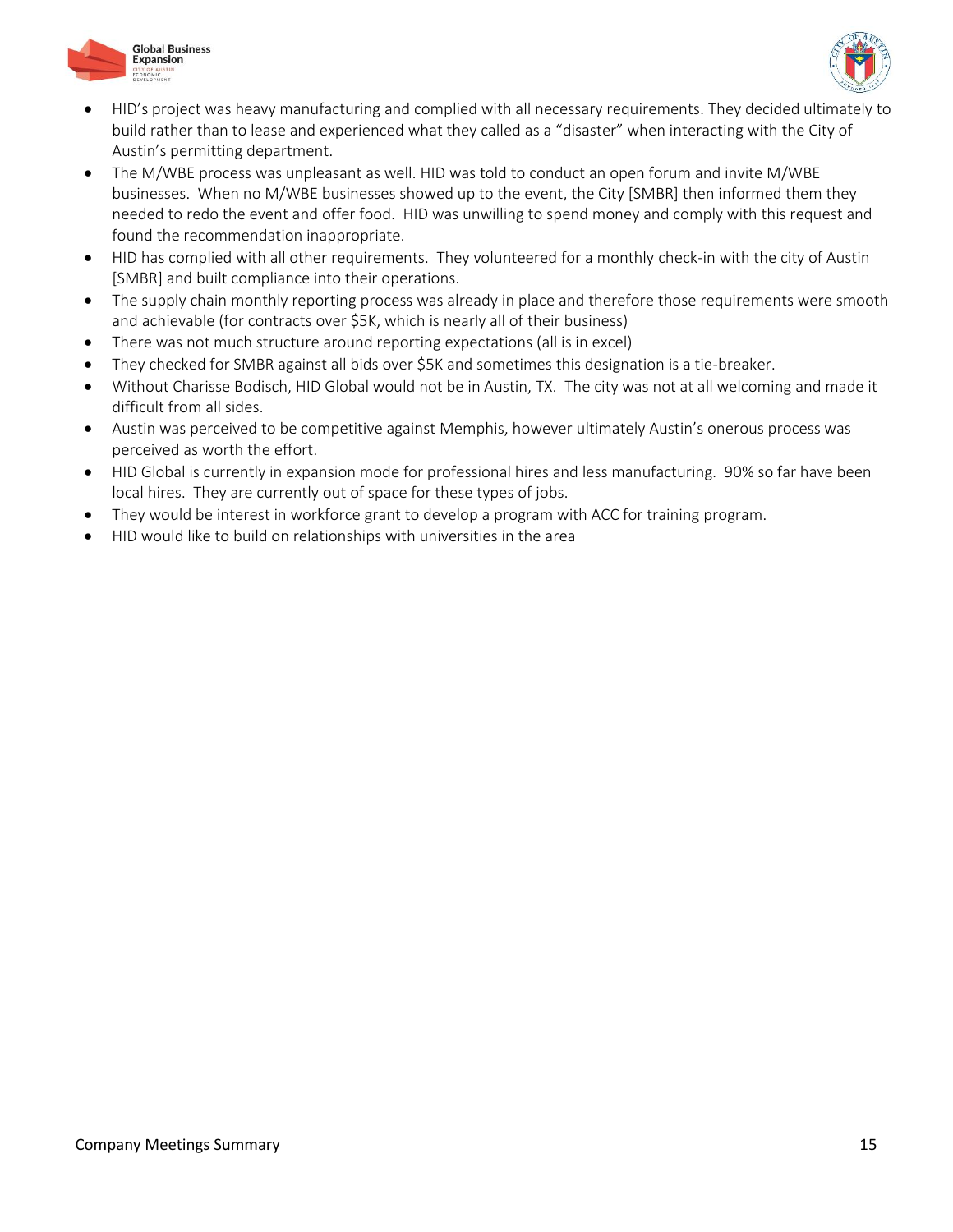- HID's project was heavy manufacturing and complied with all necessary requirements. They decided ultimately to build rather than to lease and experienced what they called as a "disaster" when interacting with the City of Austin's permitting department.
- The M/WBE process was unpleasant as well. HID was told to conduct an open forum and invite M/WBE businesses. When no M/WBE businesses showed up to the event, the City [SMBR] then informed them they needed to redo the event and offer food. HID was unwilling to spend money and comply with this request and found the recommendation inappropriate.
- HID has complied with all other requirements. They volunteered for a monthly check-in with the city of Austin [SMBR] and built compliance into their operations.
- The supply chain monthly reporting process was already in place and therefore those requirements were smooth and achievable (for contracts over $5K, which is nearly all of their business)
- There was not much structure around reporting expectations (all is in excel)
- They checked for SMBR against all bids over $5K and sometimes this designation is a tie-breaker.
- Without Charisse Bodisch, HID Global would not be in Austin, TX. The city was not at all welcoming and made it difficult from all sides.
- Austin was perceived to be competitive against Memphis, however ultimately Austin's onerous process was perceived as worth the effort.
- HID Global is currently in expansion mode for professional hires and less manufacturing. 90% so far have been local hires. They are currently out of space for these types of jobs.
- They would be interest in workforce grant to develop a program with ACC for training program.
- HID would like to build on relationships with universities in the area